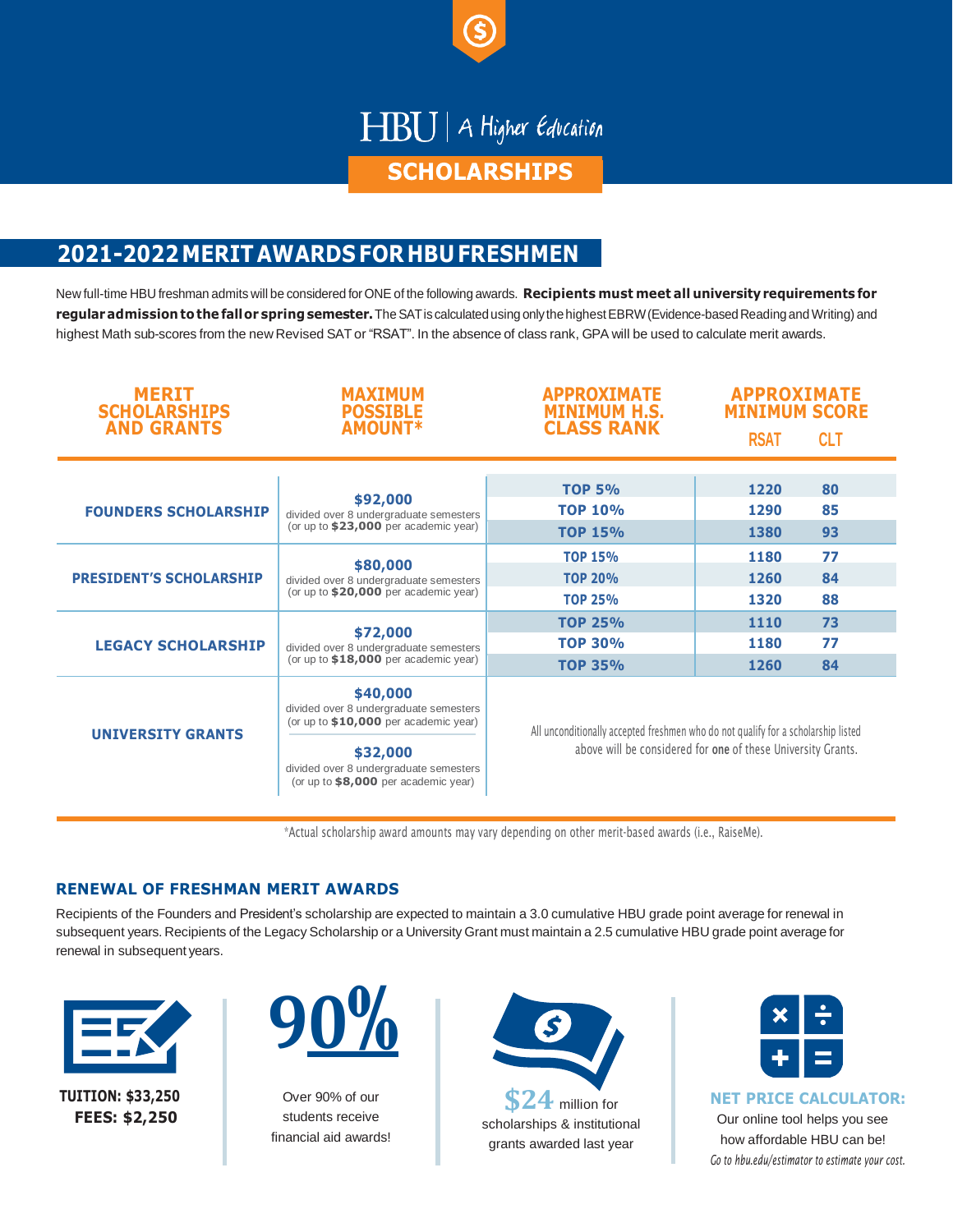# HBU | A Higher Education

## SCHOLARSHIPS

## 2021-2022 MERIT AWARDS FOR HBU FRESHMEN

New full-time HBU freshman admits will be considered for ONE of the following awards. **Recipients must meet all university requirements for regular admission to the fall or spring semester.** The SAT is calculated using only the highest EBRW (Evidence-based Reading and Writing) and highest Math sub-scores from the new Revised SAT or "RSAT". In the absence of class rank, GPA will be used to calculate merit awards.

| MERIT SCHOLARSHIPS AND GRANTS | MAXIMUM POSSIBLE AMOUNT* | APPROXIMATE MINIMUM H.S. CLASS RANK | APPROXIMATE MINIMUM SCORE | |
|---|---|---|---|---|
| | | | RSAT | CLT |
| **FOUNDERS SCHOLARSHIP** | **$92,000** divided over 8 undergraduate semesters (or up to **$23,000** per academic year) | TOP 5% | 1220 | 80 |
| | | TOP 10% | 1290 | 85 |
| | | TOP 15% | 1380 | 93 |
| **PRESIDENT'S SCHOLARSHIP** | **$80,000** divided over 8 undergraduate semesters (or up to **$20,000** per academic year) | TOP 15% | 1180 | 77 |
| | | TOP 20% | 1260 | 84 |
| | | TOP 25% | 1320 | 88 |
| **LEGACY SCHOLARSHIP** | **$72,000** divided over 8 undergraduate semesters (or up to **$18,000** per academic year) | TOP 25% | 1110 | 73 |
| | | TOP 30% | 1180 | 77 |
| | | TOP 35% | 1260 | 84 |
| **UNIVERSITY GRANTS** | **$40,000** divided over 8 undergraduate semesters (or up to **$10,000** per academic year) | All unconditionally accepted freshmen who do not qualify for a scholarship listed above will be considered for **one** of these University Grants. | | |
| | **$32,000** divided over 8 undergraduate semesters (or up to **$8,000** per academic year) | | | |

*Actual scholarship award amounts may vary depending on other merit-based awards (i.e., RaiseMe).

### RENEWAL OF FRESHMAN MERIT AWARDS

Recipients of the Founders and President's scholarship are expected to maintain a 3.0 cumulative HBU grade point average for renewal in subsequent years. Recipients of the Legacy Scholarship or a University Grant must maintain a 2.5 cumulative HBU grade point average for renewal in subsequent years.

**TUITION: $33,250**
**FEES: $2,250**

**90%**
Over 90% of our students receive financial aid awards!

**$24** million for scholarships & institutional grants awarded last year

**NET PRICE CALCULATOR:**
Our online tool helps you see how affordable HBU can be!
*Go to hbu.edu/estimator to estimate your cost.*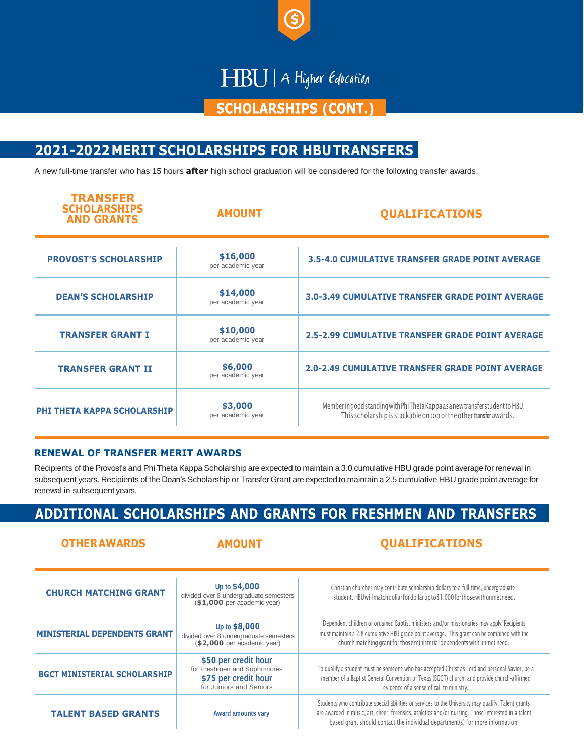HBU | A Higher Education

SCHOLARSHIPS (CONT.)

## 2021-2022 MERIT SCHOLARSHIPS FOR HBU TRANSFERS

A new full-time transfer who has 15 hours **after** high school graduation will be considered for the following transfer awards.

| TRANSFER SCHOLARSHIPS AND GRANTS | AMOUNT | QUALIFICATIONS |
|---|---|---|
| PROVOST'S SCHOLARSHIP | **$16,000** per academic year | 3.5-4.0 CUMULATIVE TRANSFER GRADE POINT AVERAGE |
| DEAN'S SCHOLARSHIP | **$14,000** per academic year | 3.0-3.49 CUMULATIVE TRANSFER GRADE POINT AVERAGE |
| TRANSFER GRANT I | **$10,000** per academic year | 2.5-2.99 CUMULATIVE TRANSFER GRADE POINT AVERAGE |
| TRANSFER GRANT II | **$6,000** per academic year | 2.0-2.49 CUMULATIVE TRANSFER GRADE POINT AVERAGE |
| PHI THETA KAPPA SCHOLARSHIP | **$3,000** per academic year | Member in good standing with Phi Theta Kappa as a new transfer student to HBU. This scholarship is stackable on top of the other **transfer** awards. |

### RENEWAL OF TRANSFER MERIT AWARDS

Recipients of the Provost's and Phi Theta Kappa Scholarship are expected to maintain a 3.0 cumulative HBU grade point average for renewal in subsequent years. Recipients of the Dean's Scholarship or Transfer Grant are expected to maintain a 2.5 cumulative HBU grade point average for renewal in subsequent years.

## ADDITIONAL SCHOLARSHIPS AND GRANTS FOR FRESHMEN AND TRANSFERS

| OTHER AWARDS | AMOUNT | QUALIFICATIONS |
|---|---|---|
| CHURCH MATCHING GRANT | Up to **$4,000** divided over 8 undergraduate semesters (**$1,000** per academic year) | Christian churches may contribute scholarship dollars to a full-time, undergraduate student. HBU will match dollar for dollar up to $1,000 for those with unmet need. |
| MINISTERIAL DEPENDENTS GRANT | Up to **$8,000** divided over 8 undergraduate semesters (**$2,000** per academic year) | Dependent children of ordained Baptist ministers and/or missionaries may apply. Recipients must maintain a 2.8 cumulative HBU grade point average. This grant can be combined with the church matching grant for those ministerial dependents with unmet need. |
| BGCT MINISTERIAL SCHOLARSHIP | **$50 per credit hour** for Freshmen and Sophomores **$75 per credit hour** for Juniors and Seniors | To qualify a student must be someone who has accepted Christ as Lord and personal Savior, be a member of a Baptist General Convention of Texas (BGCT) church, and provide church-affirmed evidence of a sense of call to ministry. |
| TALENT BASED GRANTS | Award amounts vary | Students who contribute special abilities or services to the University may qualify. Talent grants are awarded in music, art, cheer, forensics, athletics and/or nursing. Those interested in a talent based grant should contact the individual department(s) for more information. |